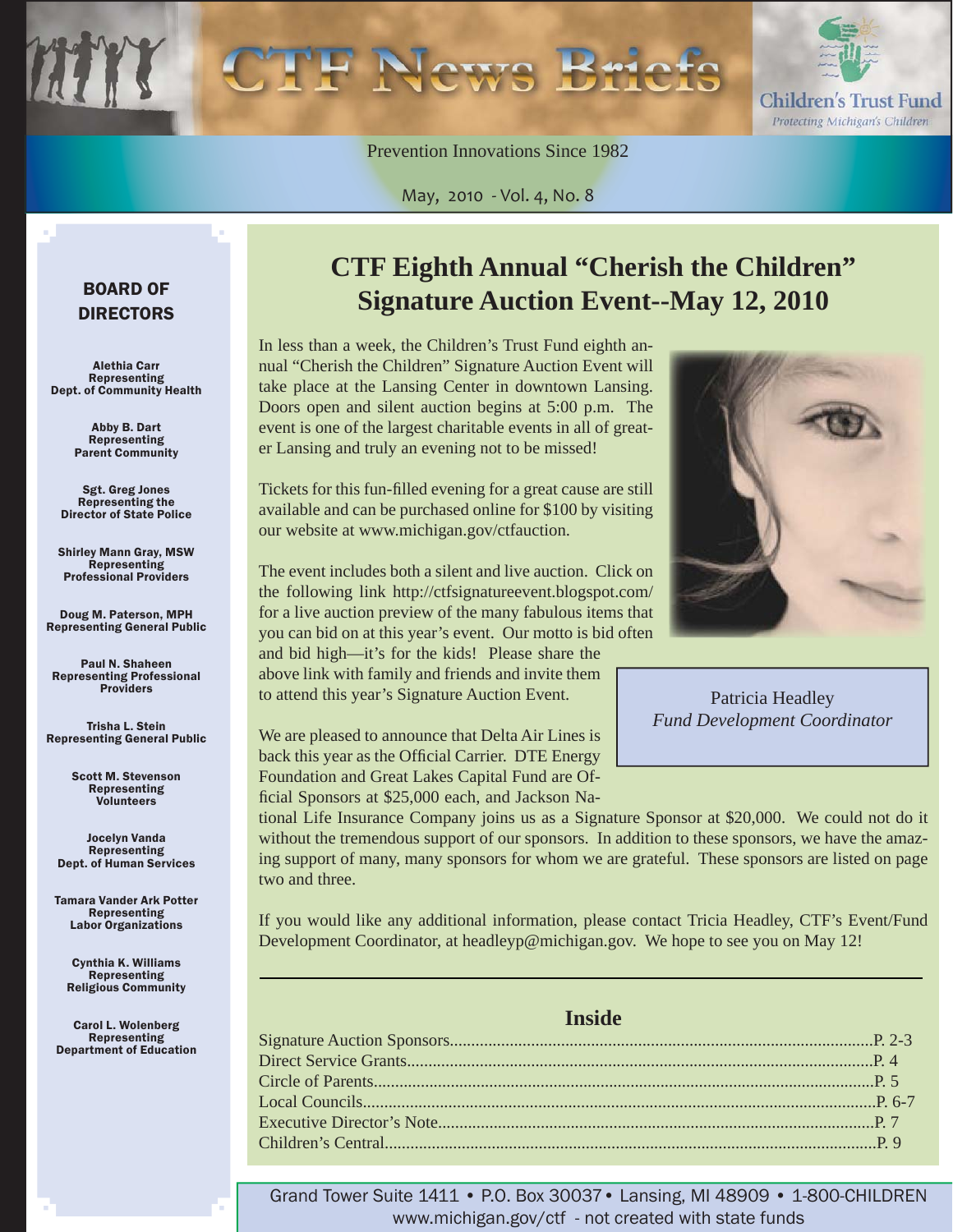# CTF News Briefs

Children's Trust Fund
*Protecting Michigan's Children*

Prevention Innovations Since 1982

May, 2010 - Vol. 4, No. 8

## CTF Eighth Annual "Cherish the Children" Signature Auction Event--May 12, 2010

In less than a week, the Children's Trust Fund eighth annual "Cherish the Children" Signature Auction Event will take place at the Lansing Center in downtown Lansing. Doors open and silent auction begins at 5:00 p.m. The event is one of the largest charitable events in all of greater Lansing and truly an evening not to be missed!

Tickets for this fun-filled evening for a great cause are still available and can be purchased online for $100 by visiting our website at www.michigan.gov/ctfauction.

The event includes both a silent and live auction. Click on the following link http://ctfsignatureevent.blogspot.com/ for a live auction preview of the many fabulous items that you can bid on at this year's event. Our motto is bid often and bid high—it's for the kids! Please share the above link with family and friends and invite them to attend this year's Signature Auction Event.

We are pleased to announce that Delta Air Lines is back this year as the Official Carrier. DTE Energy Foundation and Great Lakes Capital Fund are Official Sponsors at $25,000 each, and Jackson National Life Insurance Company joins us as a Signature Sponsor at $20,000. We could not do it without the tremendous support of our sponsors. In addition to these sponsors, we have the amazing support of many, many sponsors for whom we are grateful. These sponsors are listed on page two and three.

If you would like any additional information, please contact Tricia Headley, CTF's Event/Fund Development Coordinator, at headleyp@michigan.gov. We hope to see you on May 12!

Patricia Headley
*Fund Development Coordinator*

### Inside

Signature Auction Sponsors.......P. 2-3
Direct Service Grants.......P. 4
Circle of Parents.......P. 5
Local Councils.......P. 6-7
Executive Director's Note.......P. 7
Children's Central.......P. 9

### BOARD OF DIRECTORS

**Alethia Carr**
Representing
Dept. of Community Health

**Abby B. Dart**
Representing
Parent Community

**Sgt. Greg Jones**
Representing the
Director of State Police

**Shirley Mann Gray, MSW**
Representing
Professional Providers

**Doug M. Paterson, MPH**
Representing General Public

**Paul N. Shaheen**
Representing Professional
Providers

**Trisha L. Stein**
Representing General Public

**Scott M. Stevenson**
Representing
Volunteers

**Jocelyn Vanda**
Representing
Dept. of Human Services

**Tamara Vander Ark Potter**
Representing
Labor Organizations

**Cynthia K. Williams**
Representing
Religious Community

**Carol L. Wolenberg**
Representing
Department of Education

Grand Tower Suite 1411 • P.O. Box 30037 • Lansing, MI 48909 • 1-800-CHILDREN
www.michigan.gov/ctf - not created with state funds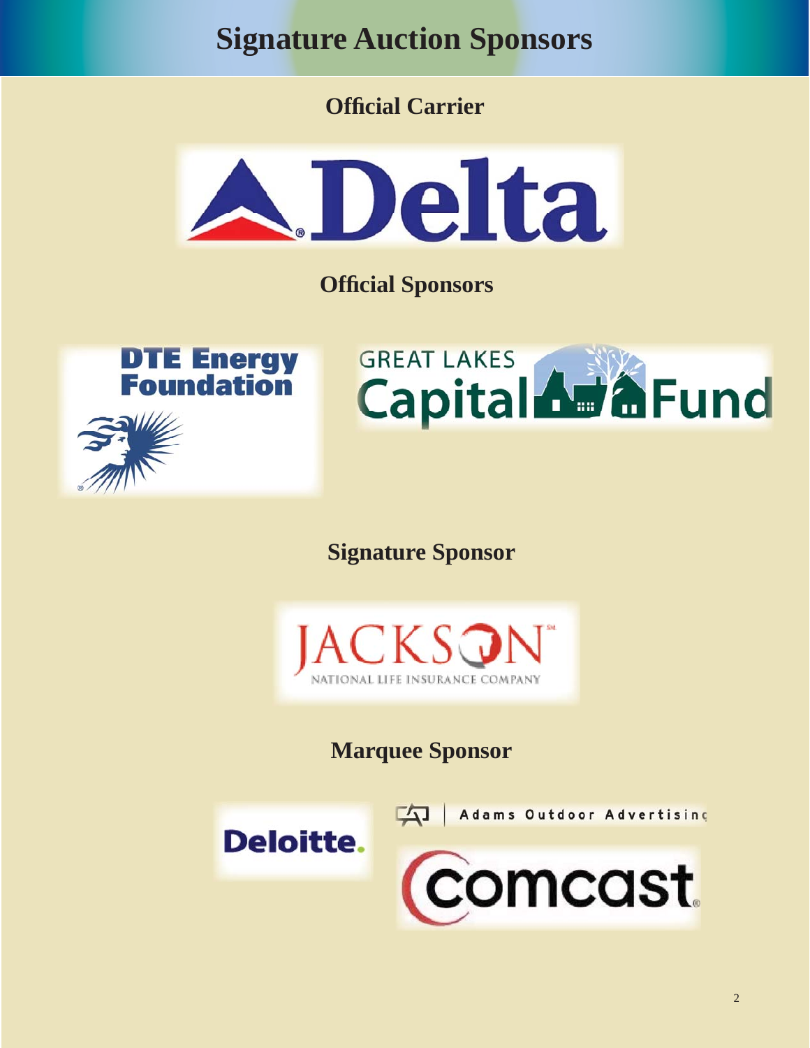# Signature Auction Sponsors

## Official Carrier

Delta

## Official Sponsors

DTE Energy Foundation

GREAT LAKES Capital Fund

## Signature Sponsor

JACKSON
NATIONAL LIFE INSURANCE COMPANY

## Marquee Sponsor

Deloitte.

Adams Outdoor Advertising

comcast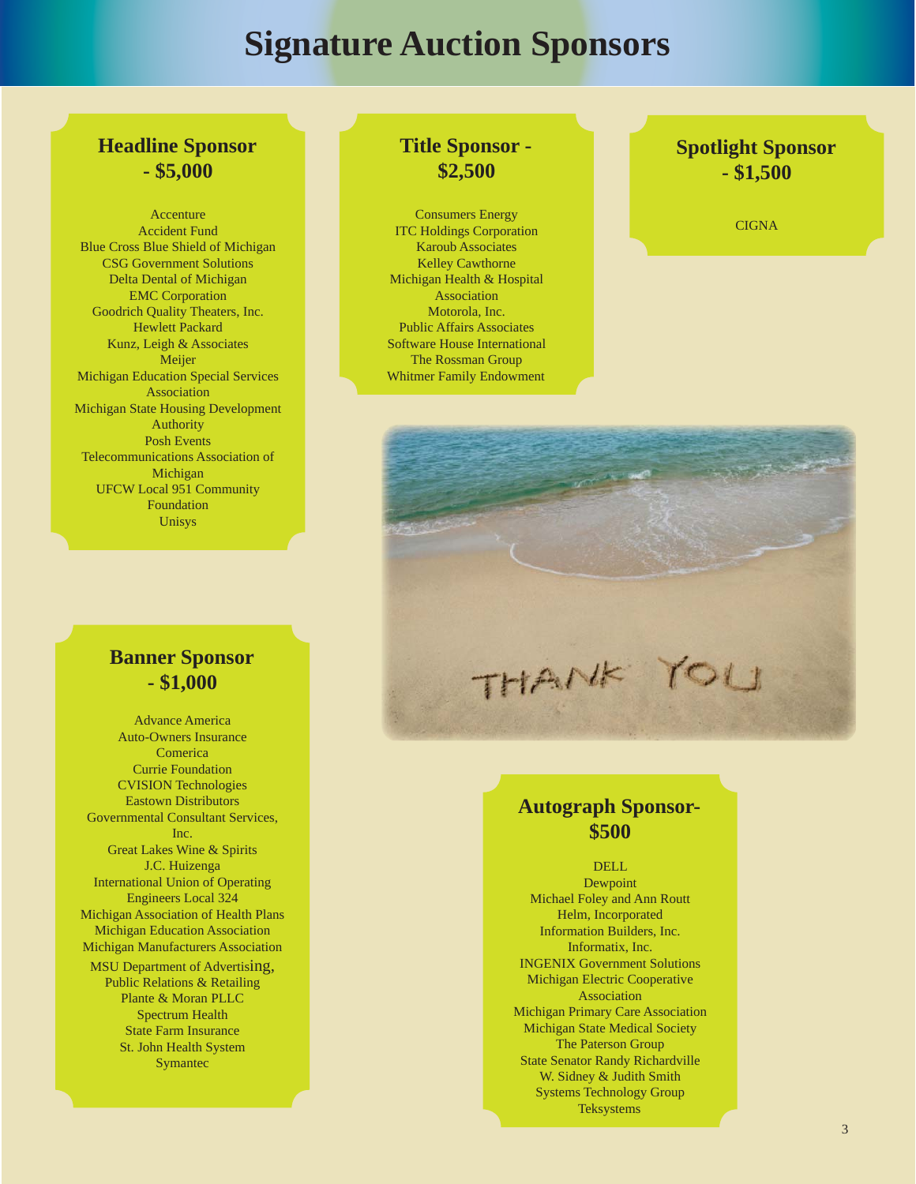# Signature Auction Sponsors

## Headline Sponsor - $5,000

Accenture
Accident Fund
Blue Cross Blue Shield of Michigan
CSG Government Solutions
Delta Dental of Michigan
EMC Corporation
Goodrich Quality Theaters, Inc.
Hewlett Packard
Kunz, Leigh & Associates
Meijer
Michigan Education Special Services Association
Michigan State Housing Development Authority
Posh Events
Telecommunications Association of Michigan
UFCW Local 951 Community Foundation
Unisys

## Title Sponsor - $2,500

Consumers Energy
ITC Holdings Corporation
Karoub Associates
Kelley Cawthorne
Michigan Health & Hospital Association
Motorola, Inc.
Public Affairs Associates
Software House International
The Rossman Group
Whitmer Family Endowment

## Spotlight Sponsor - $1,500

CIGNA

## Banner Sponsor - $1,000

Advance America
Auto-Owners Insurance
Comerica
Currie Foundation
CVISION Technologies
Eastown Distributors
Governmental Consultant Services, Inc.
Great Lakes Wine & Spirits
J.C. Huizenga
International Union of Operating Engineers Local 324
Michigan Association of Health Plans
Michigan Education Association
Michigan Manufacturers Association
MSU Department of Advertising, Public Relations & Retailing
Plante & Moran PLLC
Spectrum Health
State Farm Insurance
St. John Health System
Symantec

## Autograph Sponsor- $500

DELL
Dewpoint
Michael Foley and Ann Routt
Helm, Incorporated
Information Builders, Inc.
Informatix, Inc.
INGENIX Government Solutions
Michigan Electric Cooperative Association
Michigan Primary Care Association
Michigan State Medical Society
The Paterson Group
State Senator Randy Richardville
W. Sidney & Judith Smith
Systems Technology Group
Teksystems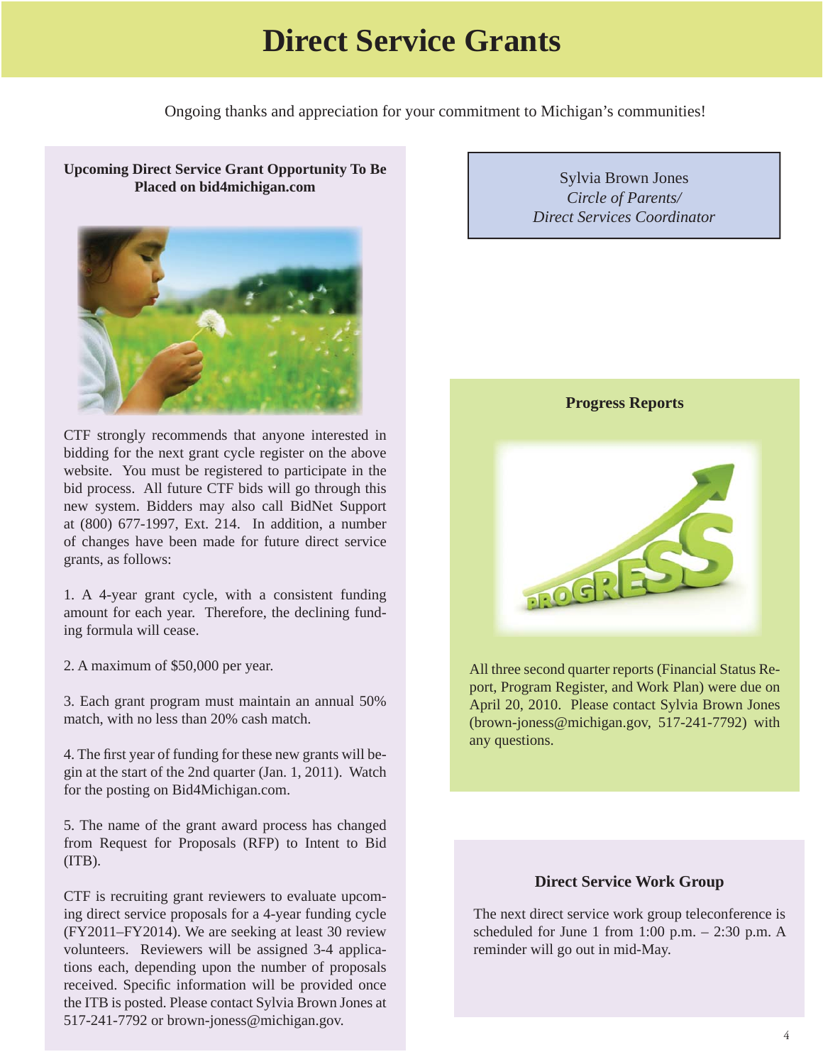# Direct Service Grants

Ongoing thanks and appreciation for your commitment to Michigan's communities!

**Upcoming Direct Service Grant Opportunity To Be Placed on bid4michigan.com**

CTF strongly recommends that anyone interested in bidding for the next grant cycle register on the above website. You must be registered to participate in the bid process. All future CTF bids will go through this new system. Bidders may also call BidNet Support at (800) 677-1997, Ext. 214. In addition, a number of changes have been made for future direct service grants, as follows:

1. A 4-year grant cycle, with a consistent funding amount for each year. Therefore, the declining funding formula will cease.

2. A maximum of $50,000 per year.

3. Each grant program must maintain an annual 50% match, with no less than 20% cash match.

4. The first year of funding for these new grants will begin at the start of the 2nd quarter (Jan. 1, 2011). Watch for the posting on Bid4Michigan.com.

5. The name of the grant award process has changed from Request for Proposals (RFP) to Intent to Bid (ITB).

CTF is recruiting grant reviewers to evaluate upcoming direct service proposals for a 4-year funding cycle (FY2011–FY2014). We are seeking at least 30 review volunteers. Reviewers will be assigned 3-4 applications each, depending upon the number of proposals received. Specific information will be provided once the ITB is posted. Please contact Sylvia Brown Jones at 517-241-7792 or brown-joness@michigan.gov.

Sylvia Brown Jones
*Circle of Parents/*
*Direct Services Coordinator*

**Progress Reports**

All three second quarter reports (Financial Status Report, Program Register, and Work Plan) were due on April 20, 2010. Please contact Sylvia Brown Jones (brown-joness@michigan.gov, 517-241-7792) with any questions.

**Direct Service Work Group**

The next direct service work group teleconference is scheduled for June 1 from 1:00 p.m. – 2:30 p.m. A reminder will go out in mid-May.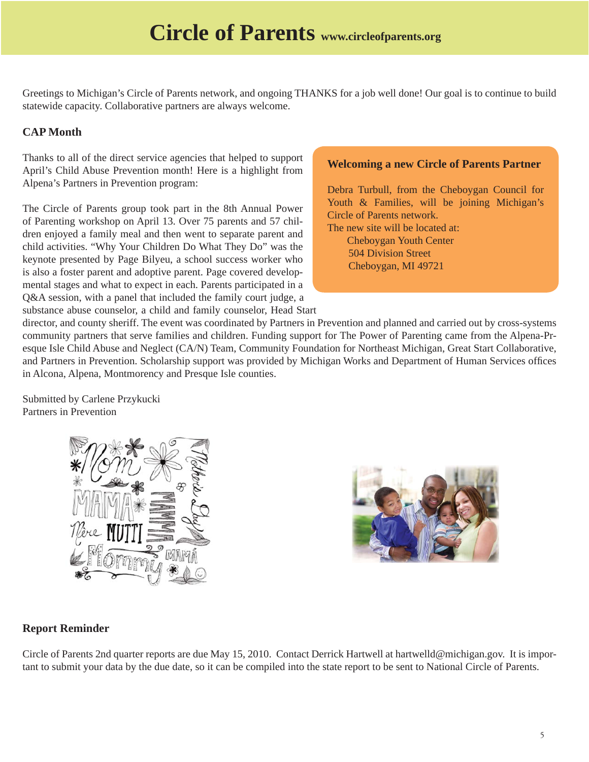# Circle of Parents www.circleofparents.org

Greetings to Michigan's Circle of Parents network, and ongoing THANKS for a job well done! Our goal is to continue to build statewide capacity. Collaborative partners are always welcome.

## CAP Month

Thanks to all of the direct service agencies that helped to support April's Child Abuse Prevention month! Here is a highlight from Alpena's Partners in Prevention program:

The Circle of Parents group took part in the 8th Annual Power of Parenting workshop on April 13. Over 75 parents and 57 children enjoyed a family meal and then went to separate parent and child activities. "Why Your Children Do What They Do" was the keynote presented by Page Bilyeu, a school success worker who is also a foster parent and adoptive parent. Page covered developmental stages and what to expect in each. Parents participated in a Q&A session, with a panel that included the family court judge, a substance abuse counselor, a child and family counselor, Head Start director, and county sheriff. The event was coordinated by Partners in Prevention and planned and carried out by cross-systems community partners that serve families and children. Funding support for The Power of Parenting came from the Alpena-Presque Isle Child Abuse and Neglect (CA/N) Team, Community Foundation for Northeast Michigan, Great Start Collaborative, and Partners in Prevention. Scholarship support was provided by Michigan Works and Department of Human Services offices in Alcona, Alpena, Montmorency and Presque Isle counties.

Submitted by Carlene Przykucki
Partners in Prevention

### Welcoming a new Circle of Parents Partner

Debra Turbull, from the Cheboygan Council for Youth & Families, will be joining Michigan's Circle of Parents network.
The new site will be located at:
Cheboygan Youth Center
504 Division Street
Cheboygan, MI 49721

## Report Reminder

Circle of Parents 2nd quarter reports are due May 15, 2010. Contact Derrick Hartwell at hartwelld@michigan.gov. It is important to submit your data by the due date, so it can be compiled into the state report to be sent to National Circle of Parents.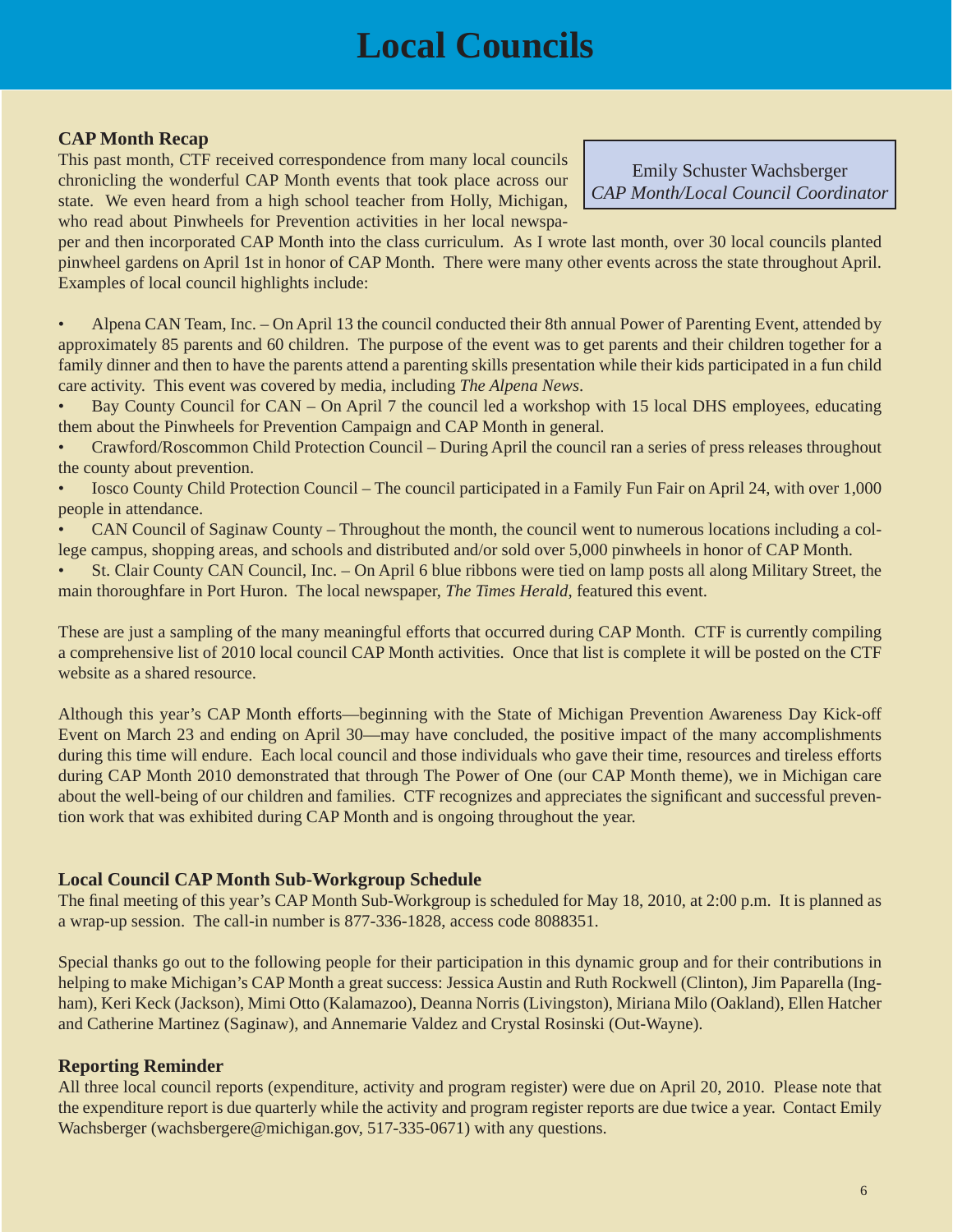# Local Councils

Emily Schuster Wachsberger
*CAP Month/Local Council Coordinator*

### CAP Month Recap

This past month, CTF received correspondence from many local councils chronicling the wonderful CAP Month events that took place across our state. We even heard from a high school teacher from Holly, Michigan, who read about Pinwheels for Prevention activities in her local newspaper and then incorporated CAP Month into the class curriculum. As I wrote last month, over 30 local councils planted pinwheel gardens on April 1st in honor of CAP Month. There were many other events across the state throughout April. Examples of local council highlights include:

- Alpena CAN Team, Inc. – On April 13 the council conducted their 8th annual Power of Parenting Event, attended by approximately 85 parents and 60 children. The purpose of the event was to get parents and their children together for a family dinner and then to have the parents attend a parenting skills presentation while their kids participated in a fun child care activity. This event was covered by media, including *The Alpena News*.
- Bay County Council for CAN – On April 7 the council led a workshop with 15 local DHS employees, educating them about the Pinwheels for Prevention Campaign and CAP Month in general.
- Crawford/Roscommon Child Protection Council – During April the council ran a series of press releases throughout the county about prevention.
- Iosco County Child Protection Council – The council participated in a Family Fun Fair on April 24, with over 1,000 people in attendance.
- CAN Council of Saginaw County – Throughout the month, the council went to numerous locations including a college campus, shopping areas, and schools and distributed and/or sold over 5,000 pinwheels in honor of CAP Month.
- St. Clair County CAN Council, Inc. – On April 6 blue ribbons were tied on lamp posts all along Military Street, the main thoroughfare in Port Huron. The local newspaper, *The Times Herald*, featured this event.

These are just a sampling of the many meaningful efforts that occurred during CAP Month. CTF is currently compiling a comprehensive list of 2010 local council CAP Month activities. Once that list is complete it will be posted on the CTF website as a shared resource.

Although this year's CAP Month efforts—beginning with the State of Michigan Prevention Awareness Day Kick-off Event on March 23 and ending on April 30—may have concluded, the positive impact of the many accomplishments during this time will endure. Each local council and those individuals who gave their time, resources and tireless efforts during CAP Month 2010 demonstrated that through The Power of One (our CAP Month theme), we in Michigan care about the well-being of our children and families. CTF recognizes and appreciates the significant and successful prevention work that was exhibited during CAP Month and is ongoing throughout the year.

### Local Council CAP Month Sub-Workgroup Schedule

The final meeting of this year's CAP Month Sub-Workgroup is scheduled for May 18, 2010, at 2:00 p.m. It is planned as a wrap-up session. The call-in number is 877-336-1828, access code 8088351.

Special thanks go out to the following people for their participation in this dynamic group and for their contributions in helping to make Michigan's CAP Month a great success: Jessica Austin and Ruth Rockwell (Clinton), Jim Paparella (Ingham), Keri Keck (Jackson), Mimi Otto (Kalamazoo), Deanna Norris (Livingston), Miriana Milo (Oakland), Ellen Hatcher and Catherine Martinez (Saginaw), and Annemarie Valdez and Crystal Rosinski (Out-Wayne).

### Reporting Reminder

All three local council reports (expenditure, activity and program register) were due on April 20, 2010. Please note that the expenditure report is due quarterly while the activity and program register reports are due twice a year. Contact Emily Wachsberger (wachsbergere@michigan.gov, 517-335-0671) with any questions.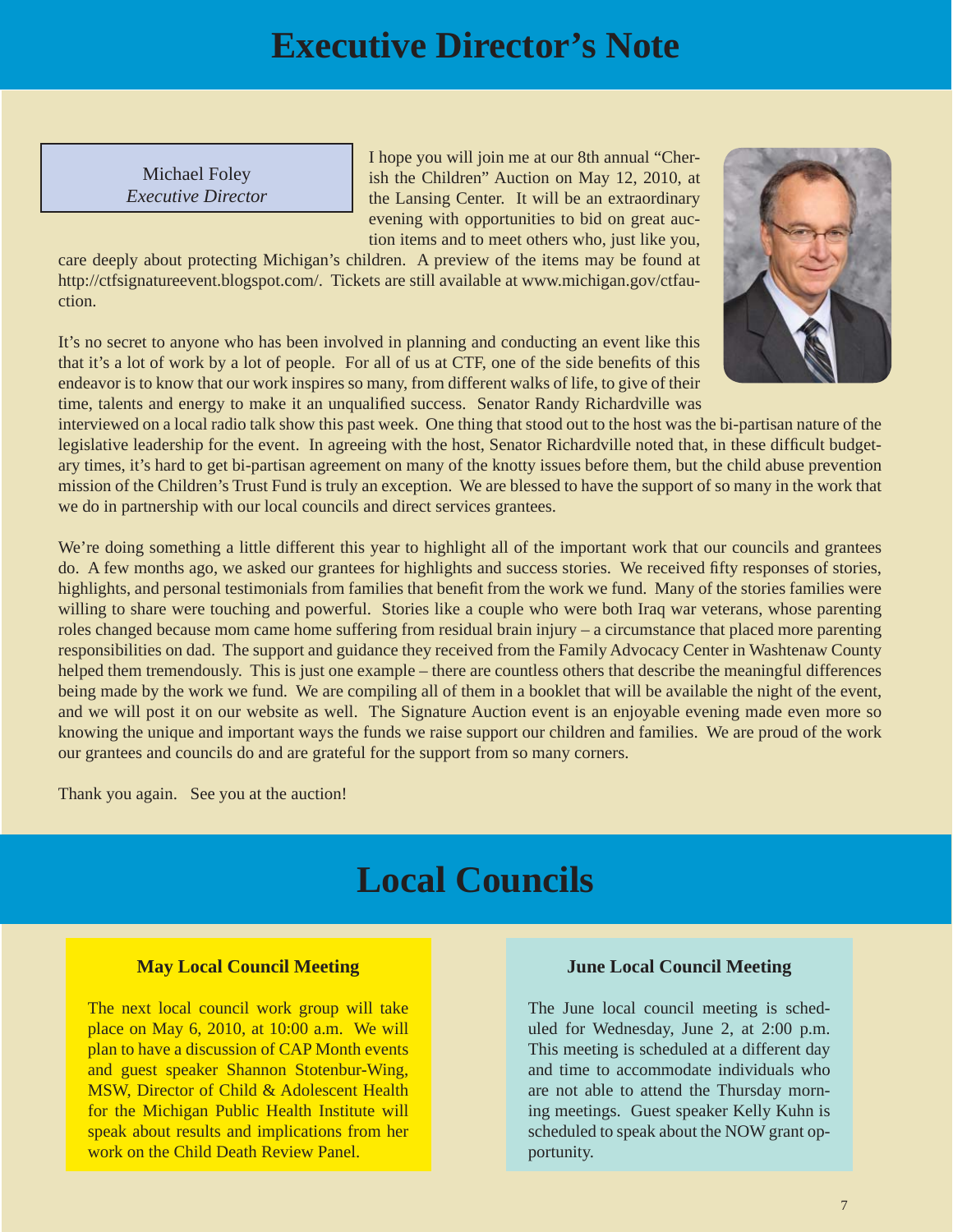# Executive Director's Note

Michael Foley
*Executive Director*

I hope you will join me at our 8th annual "Cherish the Children" Auction on May 12, 2010, at the Lansing Center. It will be an extraordinary evening with opportunities to bid on great auction items and to meet others who, just like you, care deeply about protecting Michigan's children. A preview of the items may be found at http://ctfsignatureevent.blogspot.com/. Tickets are still available at www.michigan.gov/ctfauction.

It's no secret to anyone who has been involved in planning and conducting an event like this that it's a lot of work by a lot of people. For all of us at CTF, one of the side benefits of this endeavor is to know that our work inspires so many, from different walks of life, to give of their time, talents and energy to make it an unqualified success. Senator Randy Richardville was interviewed on a local radio talk show this past week. One thing that stood out to the host was the bi-partisan nature of the legislative leadership for the event. In agreeing with the host, Senator Richardville noted that, in these difficult budgetary times, it's hard to get bi-partisan agreement on many of the knotty issues before them, but the child abuse prevention mission of the Children's Trust Fund is truly an exception. We are blessed to have the support of so many in the work that we do in partnership with our local councils and direct services grantees.

We're doing something a little different this year to highlight all of the important work that our councils and grantees do. A few months ago, we asked our grantees for highlights and success stories. We received fifty responses of stories, highlights, and personal testimonials from families that benefit from the work we fund. Many of the stories families were willing to share were touching and powerful. Stories like a couple who were both Iraq war veterans, whose parenting roles changed because mom came home suffering from residual brain injury – a circumstance that placed more parenting responsibilities on dad. The support and guidance they received from the Family Advocacy Center in Washtenaw County helped them tremendously. This is just one example – there are countless others that describe the meaningful differences being made by the work we fund. We are compiling all of them in a booklet that will be available the night of the event, and we will post it on our website as well. The Signature Auction event is an enjoyable evening made even more so knowing the unique and important ways the funds we raise support our children and families. We are proud of the work our grantees and councils do and are grateful for the support from so many corners.

Thank you again. See you at the auction!

# Local Councils

### May Local Council Meeting

The next local council work group will take place on May 6, 2010, at 10:00 a.m. We will plan to have a discussion of CAP Month events and guest speaker Shannon Stotenbur-Wing, MSW, Director of Child & Adolescent Health for the Michigan Public Health Institute will speak about results and implications from her work on the Child Death Review Panel.

### June Local Council Meeting

The June local council meeting is scheduled for Wednesday, June 2, at 2:00 p.m. This meeting is scheduled at a different day and time to accommodate individuals who are not able to attend the Thursday morning meetings. Guest speaker Kelly Kuhn is scheduled to speak about the NOW grant opportunity.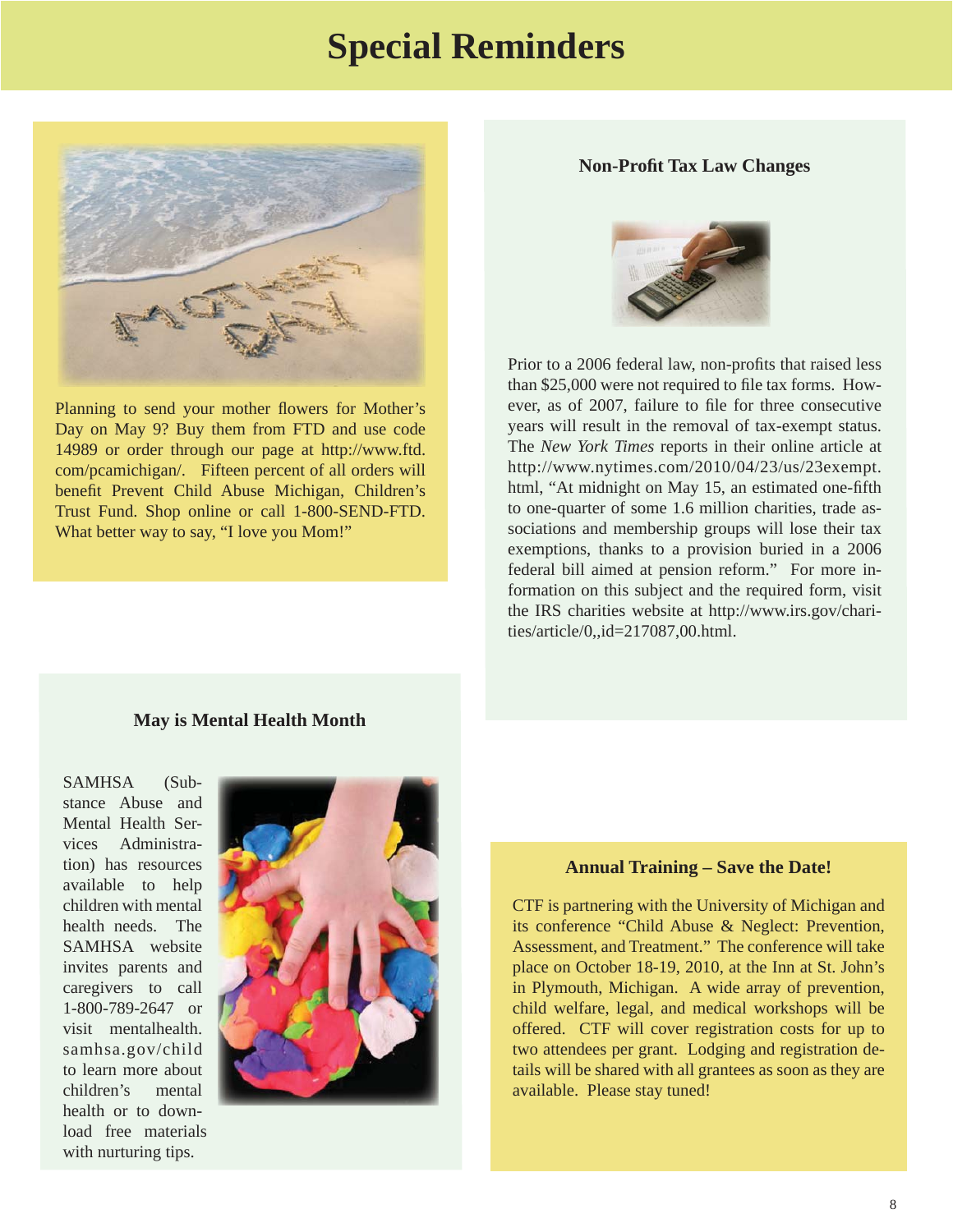# Special Reminders

Planning to send your mother flowers for Mother's Day on May 9? Buy them from FTD and use code 14989 or order through our page at http://www.ftd.com/pcamichigan/. Fifteen percent of all orders will benefit Prevent Child Abuse Michigan, Children's Trust Fund. Shop online or call 1-800-SEND-FTD. What better way to say, "I love you Mom!"

### Non-Profit Tax Law Changes

Prior to a 2006 federal law, non-profits that raised less than $25,000 were not required to file tax forms. However, as of 2007, failure to file for three consecutive years will result in the removal of tax-exempt status. The *New York Times* reports in their online article at http://www.nytimes.com/2010/04/23/us/23exempt.html, "At midnight on May 15, an estimated one-fifth to one-quarter of some 1.6 million charities, trade associations and membership groups will lose their tax exemptions, thanks to a provision buried in a 2006 federal bill aimed at pension reform." For more information on this subject and the required form, visit the IRS charities website at http://www.irs.gov/charities/article/0,,id=217087,00.html.

### May is Mental Health Month

SAMHSA (Substance Abuse and Mental Health Services Administration) has resources available to help children with mental health needs. The SAMHSA website invites parents and caregivers to call 1-800-789-2647 or visit mentalhealth.samhsa.gov/child to learn more about children's mental health or to download free materials with nurturing tips.

### Annual Training – Save the Date!

CTF is partnering with the University of Michigan and its conference "Child Abuse & Neglect: Prevention, Assessment, and Treatment." The conference will take place on October 18-19, 2010, at the Inn at St. John's in Plymouth, Michigan. A wide array of prevention, child welfare, legal, and medical workshops will be offered. CTF will cover registration costs for up to two attendees per grant. Lodging and registration details will be shared with all grantees as soon as they are available. Please stay tuned!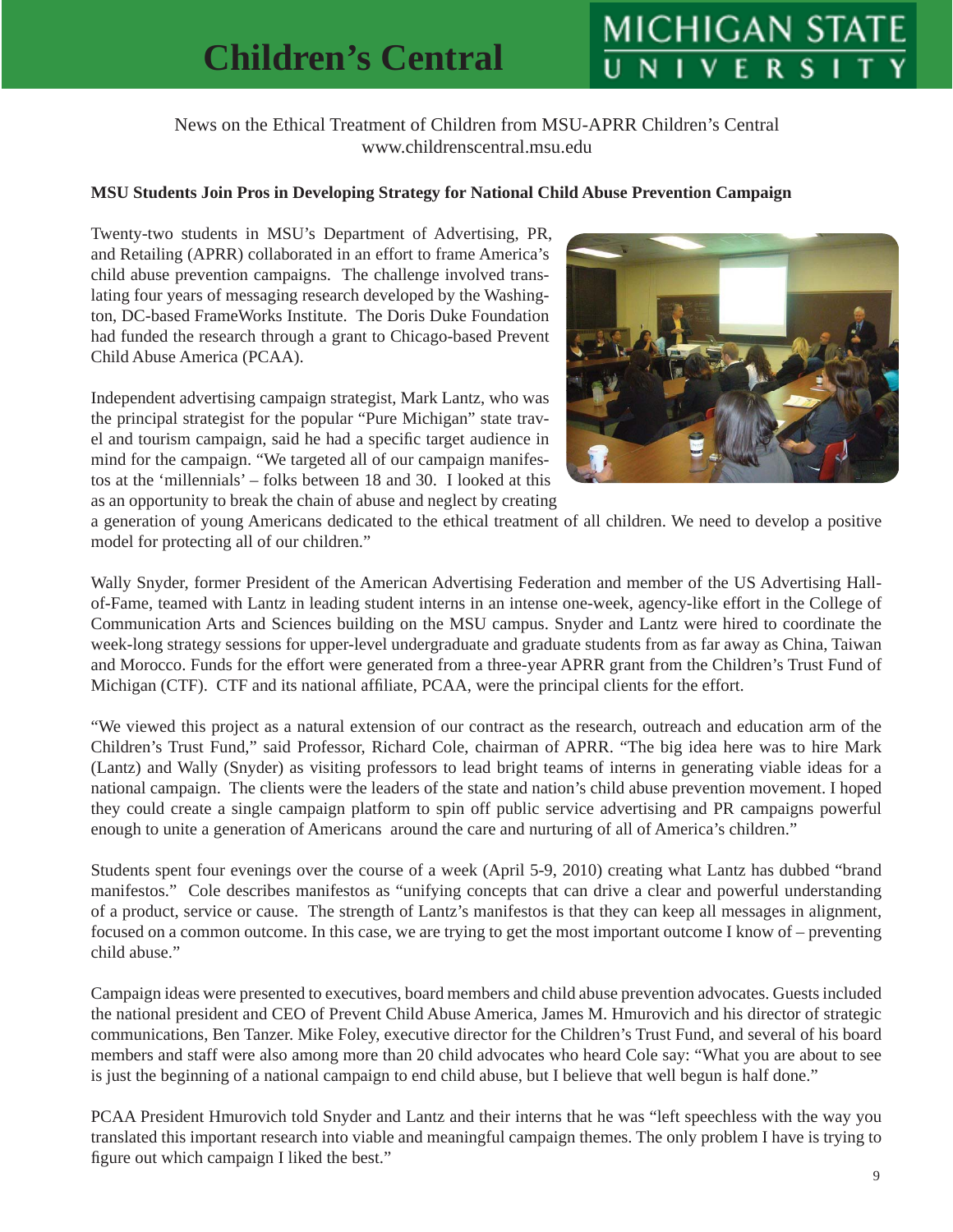# Children's Central

MICHIGAN STATE UNIVERSITY

News on the Ethical Treatment of Children from MSU-APRR Children's Central
www.childrenscentral.msu.edu

**MSU Students Join Pros in Developing Strategy for National Child Abuse Prevention Campaign**

Twenty-two students in MSU's Department of Advertising, PR, and Retailing (APRR) collaborated in an effort to frame America's child abuse prevention campaigns. The challenge involved translating four years of messaging research developed by the Washington, DC-based FrameWorks Institute. The Doris Duke Foundation had funded the research through a grant to Chicago-based Prevent Child Abuse America (PCAA).

Independent advertising campaign strategist, Mark Lantz, who was the principal strategist for the popular "Pure Michigan" state travel and tourism campaign, said he had a specific target audience in mind for the campaign. "We targeted all of our campaign manifestos at the 'millennials' – folks between 18 and 30. I looked at this as an opportunity to break the chain of abuse and neglect by creating a generation of young Americans dedicated to the ethical treatment of all children. We need to develop a positive model for protecting all of our children."

Wally Snyder, former President of the American Advertising Federation and member of the US Advertising Hall-of-Fame, teamed with Lantz in leading student interns in an intense one-week, agency-like effort in the College of Communication Arts and Sciences building on the MSU campus. Snyder and Lantz were hired to coordinate the week-long strategy sessions for upper-level undergraduate and graduate students from as far away as China, Taiwan and Morocco. Funds for the effort were generated from a three-year APRR grant from the Children's Trust Fund of Michigan (CTF). CTF and its national affiliate, PCAA, were the principal clients for the effort.

"We viewed this project as a natural extension of our contract as the research, outreach and education arm of the Children's Trust Fund," said Professor, Richard Cole, chairman of APRR. "The big idea here was to hire Mark (Lantz) and Wally (Snyder) as visiting professors to lead bright teams of interns in generating viable ideas for a national campaign. The clients were the leaders of the state and nation's child abuse prevention movement. I hoped they could create a single campaign platform to spin off public service advertising and PR campaigns powerful enough to unite a generation of Americans around the care and nurturing of all of America's children."

Students spent four evenings over the course of a week (April 5-9, 2010) creating what Lantz has dubbed "brand manifestos." Cole describes manifestos as "unifying concepts that can drive a clear and powerful understanding of a product, service or cause. The strength of Lantz's manifestos is that they can keep all messages in alignment, focused on a common outcome. In this case, we are trying to get the most important outcome I know of – preventing child abuse."

Campaign ideas were presented to executives, board members and child abuse prevention advocates. Guests included the national president and CEO of Prevent Child Abuse America, James M. Hmurovich and his director of strategic communications, Ben Tanzer. Mike Foley, executive director for the Children's Trust Fund, and several of his board members and staff were also among more than 20 child advocates who heard Cole say: "What you are about to see is just the beginning of a national campaign to end child abuse, but I believe that well begun is half done."

PCAA President Hmurovich told Snyder and Lantz and their interns that he was "left speechless with the way you translated this important research into viable and meaningful campaign themes. The only problem I have is trying to figure out which campaign I liked the best."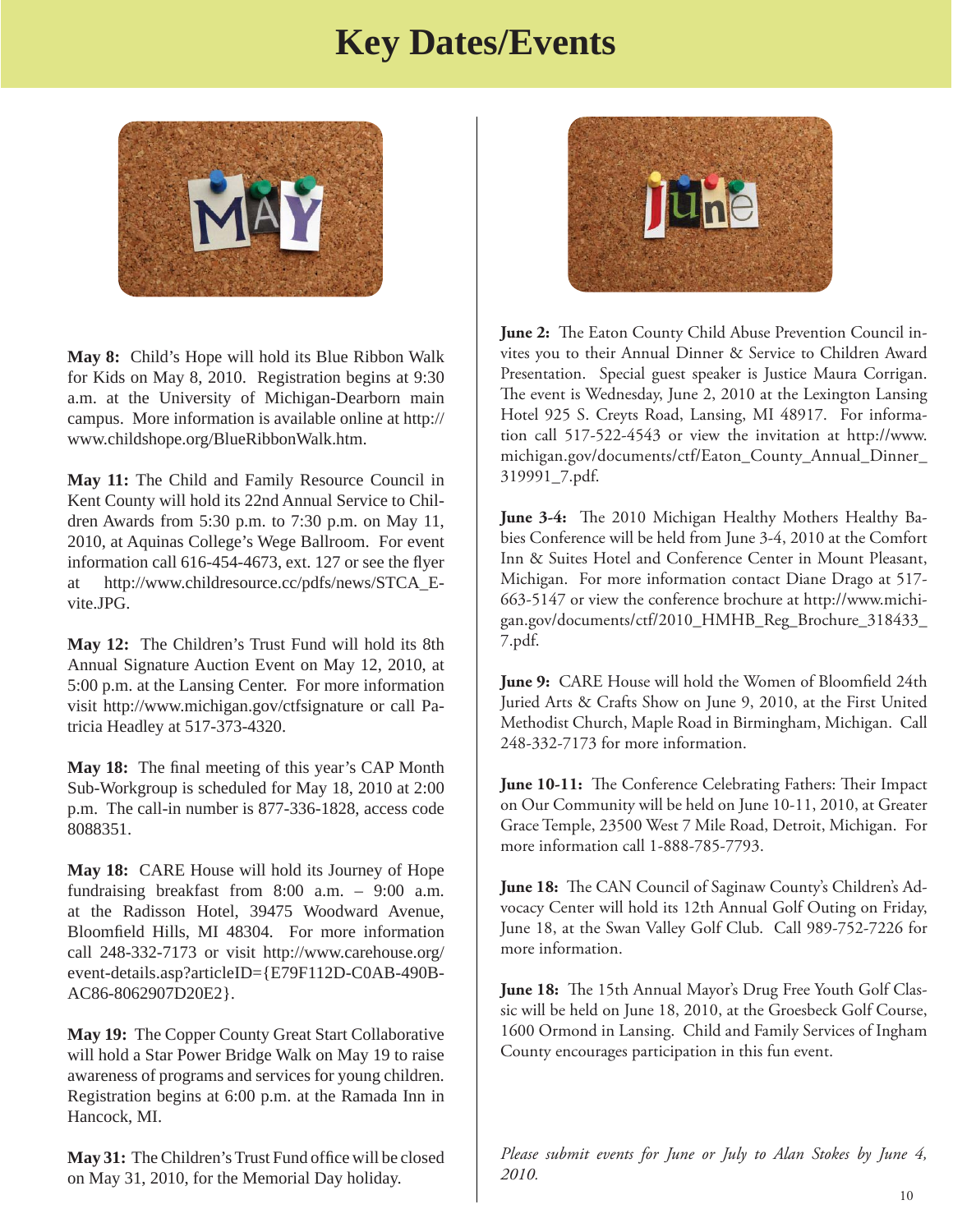# Key Dates/Events

**May 8:** Child's Hope will hold its Blue Ribbon Walk for Kids on May 8, 2010. Registration begins at 9:30 a.m. at the University of Michigan-Dearborn main campus. More information is available online at http://www.childshope.org/BlueRibbonWalk.htm.

**May 11:** The Child and Family Resource Council in Kent County will hold its 22nd Annual Service to Children Awards from 5:30 p.m. to 7:30 p.m. on May 11, 2010, at Aquinas College's Wege Ballroom. For event information call 616-454-4673, ext. 127 or see the flyer at http://www.childresource.cc/pdfs/news/STCA_E-vite.JPG.

**May 12:** The Children's Trust Fund will hold its 8th Annual Signature Auction Event on May 12, 2010, at 5:00 p.m. at the Lansing Center. For more information visit http://www.michigan.gov/ctfsignature or call Patricia Headley at 517-373-4320.

**May 18:** The final meeting of this year's CAP Month Sub-Workgroup is scheduled for May 18, 2010 at 2:00 p.m. The call-in number is 877-336-1828, access code 8088351.

**May 18:** CARE House will hold its Journey of Hope fundraising breakfast from 8:00 a.m. – 9:00 a.m. at the Radisson Hotel, 39475 Woodward Avenue, Bloomfield Hills, MI 48304. For more information call 248-332-7173 or visit http://www.carehouse.org/event-details.asp?articleID={E79F112D-C0AB-490B-AC86-8062907D20E2}.

**May 19:** The Copper County Great Start Collaborative will hold a Star Power Bridge Walk on May 19 to raise awareness of programs and services for young children. Registration begins at 6:00 p.m. at the Ramada Inn in Hancock, MI.

**May 31:** The Children's Trust Fund office will be closed on May 31, 2010, for the Memorial Day holiday.

**June 2:** The Eaton County Child Abuse Prevention Council invites you to their Annual Dinner & Service to Children Award Presentation. Special guest speaker is Justice Maura Corrigan. The event is Wednesday, June 2, 2010 at the Lexington Lansing Hotel 925 S. Creyts Road, Lansing, MI 48917. For information call 517-522-4543 or view the invitation at http://www.michigan.gov/documents/ctf/Eaton_County_Annual_Dinner_319991_7.pdf.

**June 3-4:** The 2010 Michigan Healthy Mothers Healthy Babies Conference will be held from June 3-4, 2010 at the Comfort Inn & Suites Hotel and Conference Center in Mount Pleasant, Michigan. For more information contact Diane Drago at 517-663-5147 or view the conference brochure at http://www.michigan.gov/documents/ctf/2010_HMHB_Reg_Brochure_318433_7.pdf.

**June 9:** CARE House will hold the Women of Bloomfield 24th Juried Arts & Crafts Show on June 9, 2010, at the First United Methodist Church, Maple Road in Birmingham, Michigan. Call 248-332-7173 for more information.

**June 10-11:** The Conference Celebrating Fathers: Their Impact on Our Community will be held on June 10-11, 2010, at Greater Grace Temple, 23500 West 7 Mile Road, Detroit, Michigan. For more information call 1-888-785-7793.

**June 18:** The CAN Council of Saginaw County's Children's Advocacy Center will hold its 12th Annual Golf Outing on Friday, June 18, at the Swan Valley Golf Club. Call 989-752-7226 for more information.

**June 18:** The 15th Annual Mayor's Drug Free Youth Golf Classic will be held on June 18, 2010, at the Groesbeck Golf Course, 1600 Ormond in Lansing. Child and Family Services of Ingham County encourages participation in this fun event.

*Please submit events for June or July to Alan Stokes by June 4, 2010.*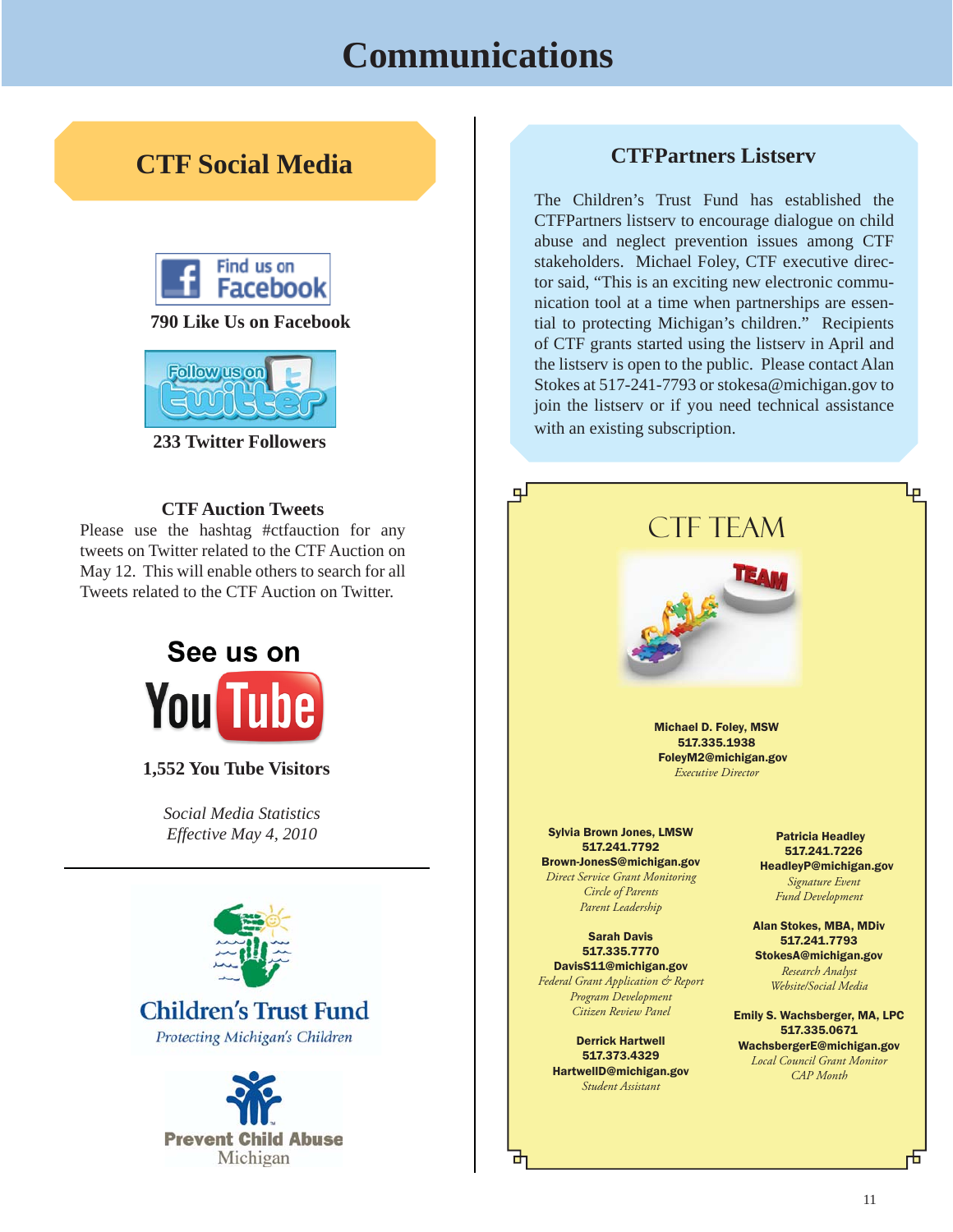# Communications

## CTF Social Media

Find us on Facebook

**790 Like Us on Facebook**

Follow us on twitter

**233 Twitter Followers**

**CTF Auction Tweets**

Please use the hashtag #ctfauction for any tweets on Twitter related to the CTF Auction on May 12. This will enable others to search for all Tweets related to the CTF Auction on Twitter.

See us on YouTube

**1,552 You Tube Visitors**

*Social Media Statistics*
*Effective May 4, 2010*

Children's Trust Fund
*Protecting Michigan's Children*

Prevent Child Abuse
Michigan

## CTFPartners Listserv

The Children's Trust Fund has established the CTFPartners listserv to encourage dialogue on child abuse and neglect prevention issues among CTF stakeholders. Michael Foley, CTF executive director said, "This is an exciting new electronic communication tool at a time when partnerships are essential to protecting Michigan's children." Recipients of CTF grants started using the listserv in April and the listserv is open to the public. Please contact Alan Stokes at 517-241-7793 or stokesa@michigan.gov to join the listserv or if you need technical assistance with an existing subscription.

## CTF TEAM

**Michael D. Foley, MSW**
**517.335.1938**
**FoleyM2@michigan.gov**
*Executive Director*

**Sylvia Brown Jones, LMSW**
**517.241.7792**
**Brown-JonesS@michigan.gov**
*Direct Service Grant Monitoring*
*Circle of Parents*
*Parent Leadership*

**Sarah Davis**
**517.335.7770**
**DavisS11@michigan.gov**
*Federal Grant Application & Report*
*Program Development*
*Citizen Review Panel*

**Derrick Hartwell**
**517.373.4329**
**HartwellD@michigan.gov**
*Student Assistant*

**Patricia Headley**
**517.241.7226**
**HeadleyP@michigan.gov**
*Signature Event*
*Fund Development*

**Alan Stokes, MBA, MDiv**
**517.241.7793**
**StokesA@michigan.gov**
*Research Analyst*
*Website/Social Media*

**Emily S. Wachsberger, MA, LPC**
**517.335.0671**
**WachsbergerE@michigan.gov**
*Local Council Grant Monitor*
*CAP Month*